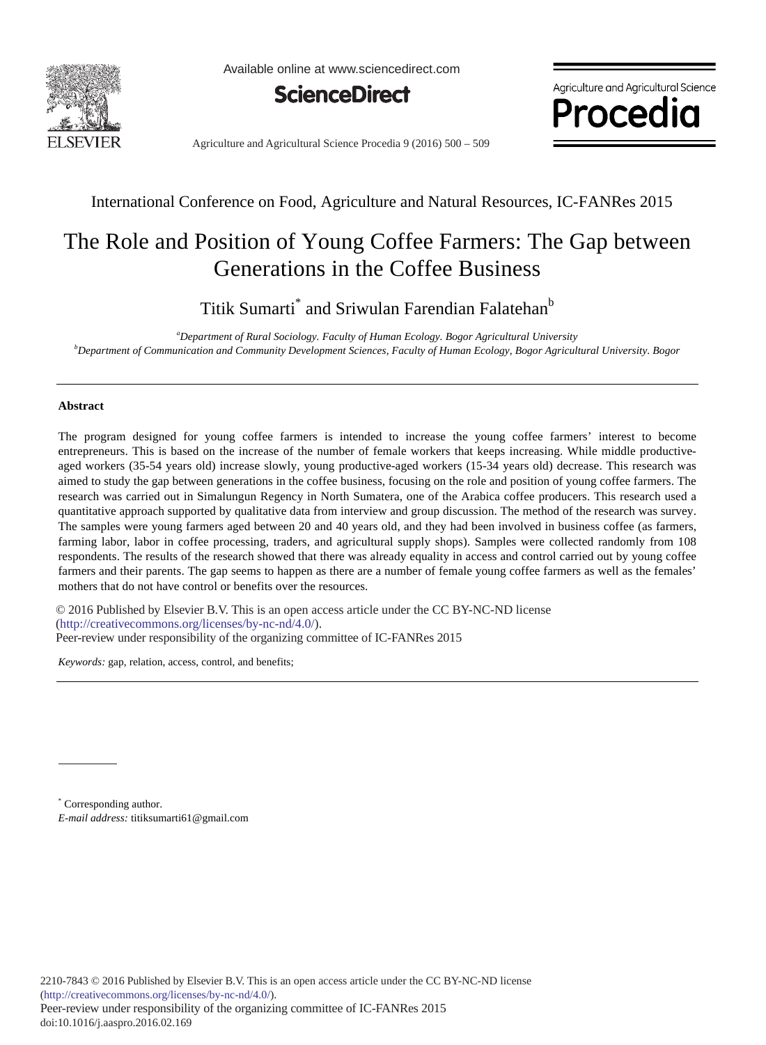International Conference on Food, Agriculture and Natural Resources, IC-FANRes 2015

# The Role and Position of Young Coffee Farmers: The Gap between Generations in the Coffee Business

Titik Sumarti[*] and Sriwulan Farendian Falatehan[b]

[a]*Department of Rural Sociology. Faculty of Human Ecology. Bogor Agricultural University*
[b]*Department of Communication and Community Development Sciences, Faculty of Human Ecology, Bogor Agricultural University. Bogor*

---

**Abstract**

The program designed for young coffee farmers is intended to increase the young coffee farmers' interest to become entrepreneurs. This is based on the increase of the number of female workers that keeps increasing. While middle productive-aged workers (35-54 years old) increase slowly, young productive-aged workers (15-34 years old) decrease. This research was aimed to study the gap between generations in the coffee business, focusing on the role and position of young coffee farmers. The research was carried out in Simalungun Regency in North Sumatera, one of the Arabica coffee producers. This research used a quantitative approach supported by qualitative data from interview and group discussion. The method of the research was survey. The samples were young farmers aged between 20 and 40 years old, and they had been involved in business coffee (as farmers, farming labor, labor in coffee processing, traders, and agricultural supply shops). Samples were collected randomly from 108 respondents. The results of the research showed that there was already equality in access and control carried out by young coffee farmers and their parents. The gap seems to happen as there are a number of female young coffee farmers as well as the females' mothers that do not have control or benefits over the resources.

© 2016 Published by Elsevier B.V. This is an open access article under the CC BY-NC-ND license (http://creativecommons.org/licenses/by-nc-nd/4.0/).
Peer-review under responsibility of the organizing committee of IC-FANRes 2015

*Keywords:* gap, relation, access, control, and benefits;

---

[*] Corresponding author.
*E-mail address:* titiksumarti61@gmail.com

2210-7843 © 2016 Published by Elsevier B.V. This is an open access article under the CC BY-NC-ND license (http://creativecommons.org/licenses/by-nc-nd/4.0/).
Peer-review under responsibility of the organizing committee of IC-FANRes 2015
doi:10.1016/j.aaspro.2016.02.169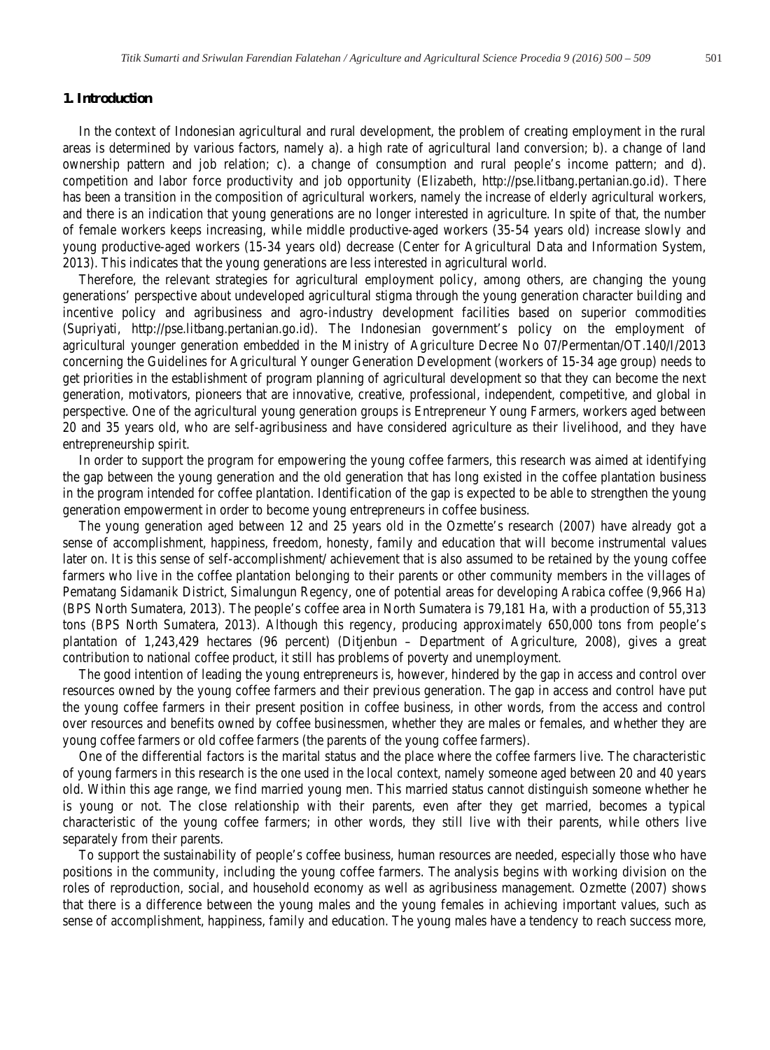## 1. Introduction

In the context of Indonesian agricultural and rural development, the problem of creating employment in the rural areas is determined by various factors, namely a). a high rate of agricultural land conversion; b). a change of land ownership pattern and job relation; c). a change of consumption and rural people's income pattern; and d). competition and labor force productivity and job opportunity (Elizabeth, http://pse.litbang.pertanian.go.id). There has been a transition in the composition of agricultural workers, namely the increase of elderly agricultural workers, and there is an indication that young generations are no longer interested in agriculture. In spite of that, the number of female workers keeps increasing, while middle productive-aged workers (35-54 years old) increase slowly and young productive-aged workers (15-34 years old) decrease (Center for Agricultural Data and Information System, 2013). This indicates that the young generations are less interested in agricultural world.

Therefore, the relevant strategies for agricultural employment policy, among others, are changing the young generations' perspective about undeveloped agricultural stigma through the young generation character building and incentive policy and agribusiness and agro-industry development facilities based on superior commodities (Supriyati, http://pse.litbang.pertanian.go.id). The Indonesian government's policy on the employment of agricultural younger generation embedded in the Ministry of Agriculture Decree No 07/Permentan/OT.140/I/2013 concerning the Guidelines for Agricultural Younger Generation Development (workers of 15-34 age group) needs to get priorities in the establishment of program planning of agricultural development so that they can become the next generation, motivators, pioneers that are innovative, creative, professional, independent, competitive, and global in perspective. One of the agricultural young generation groups is Entrepreneur Young Farmers, workers aged between 20 and 35 years old, who are self-agribusiness and have considered agriculture as their livelihood, and they have entrepreneurship spirit.

In order to support the program for empowering the young coffee farmers, this research was aimed at identifying the gap between the young generation and the old generation that has long existed in the coffee plantation business in the program intended for coffee plantation. Identification of the gap is expected to be able to strengthen the young generation empowerment in order to become young entrepreneurs in coffee business.

The young generation aged between 12 and 25 years old in the Ozmette's research (2007) have already got a sense of accomplishment, happiness, freedom, honesty, family and education that will become instrumental values later on. It is this sense of self-accomplishment/ achievement that is also assumed to be retained by the young coffee farmers who live in the coffee plantation belonging to their parents or other community members in the villages of Pematang Sidamanik District, Simalungun Regency, one of potential areas for developing Arabica coffee (9,966 Ha) (BPS North Sumatera, 2013). The people's coffee area in North Sumatera is 79,181 Ha, with a production of 55,313 tons (BPS North Sumatera, 2013). Although this regency, producing approximately 650,000 tons from people's plantation of 1,243,429 hectares (96 percent) (Ditjenbun – Department of Agriculture, 2008), gives a great contribution to national coffee product, it still has problems of poverty and unemployment.

The good intention of leading the young entrepreneurs is, however, hindered by the gap in access and control over resources owned by the young coffee farmers and their previous generation. The gap in access and control have put the young coffee farmers in their present position in coffee business, in other words, from the access and control over resources and benefits owned by coffee businessmen, whether they are males or females, and whether they are young coffee farmers or old coffee farmers (the parents of the young coffee farmers).

One of the differential factors is the marital status and the place where the coffee farmers live. The characteristic of young farmers in this research is the one used in the local context, namely someone aged between 20 and 40 years old. Within this age range, we find married young men. This married status cannot distinguish someone whether he is young or not. The close relationship with their parents, even after they get married, becomes a typical characteristic of the young coffee farmers; in other words, they still live with their parents, while others live separately from their parents.

To support the sustainability of people's coffee business, human resources are needed, especially those who have positions in the community, including the young coffee farmers. The analysis begins with working division on the roles of reproduction, social, and household economy as well as agribusiness management. Ozmette (2007) shows that there is a difference between the young males and the young females in achieving important values, such as sense of accomplishment, happiness, family and education. The young males have a tendency to reach success more,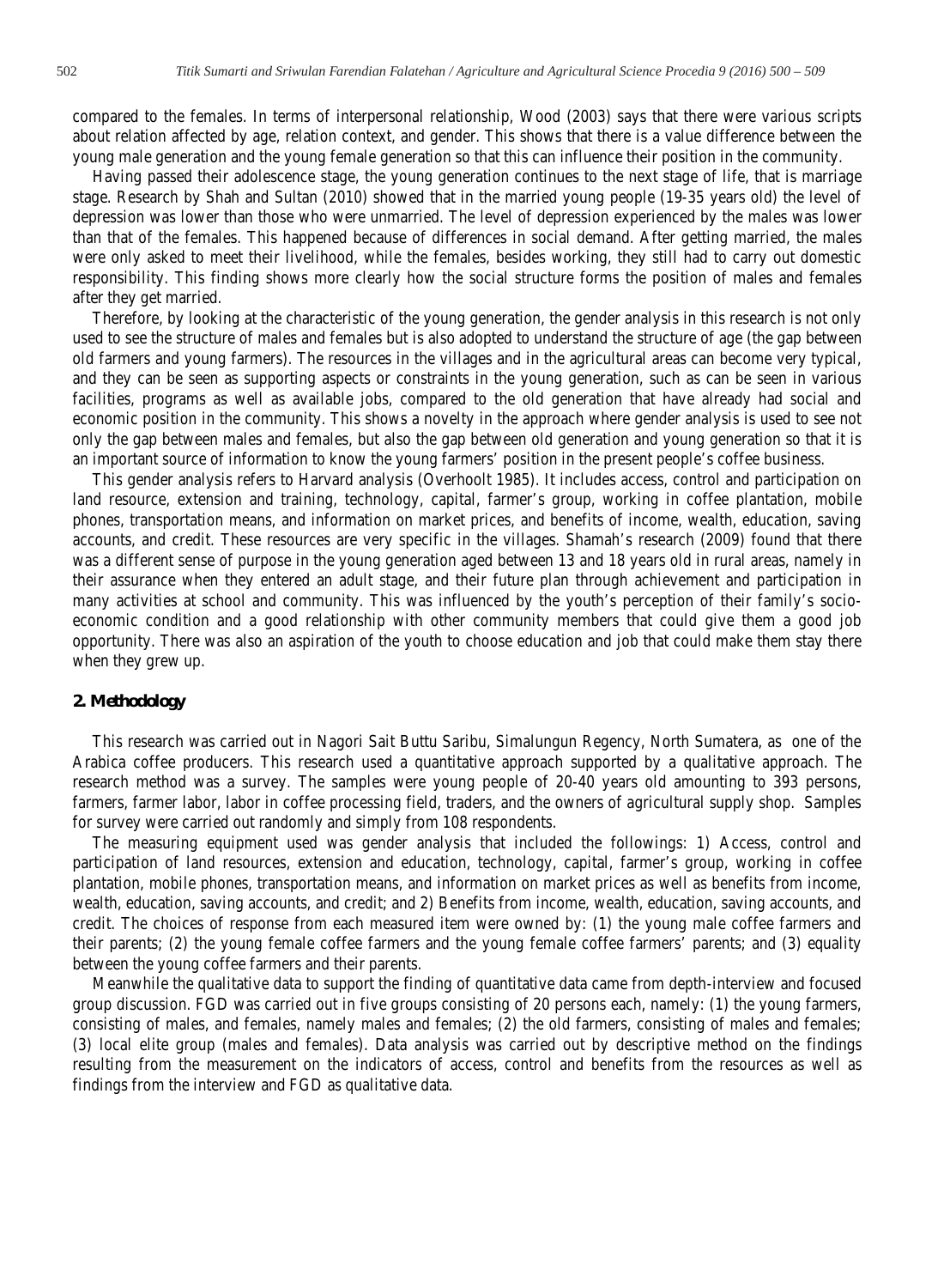compared to the females. In terms of interpersonal relationship, Wood (2003) says that there were various scripts about relation affected by age, relation context, and gender. This shows that there is a value difference between the young male generation and the young female generation so that this can influence their position in the community.

Having passed their adolescence stage, the young generation continues to the next stage of life, that is marriage stage. Research by Shah and Sultan (2010) showed that in the married young people (19-35 years old) the level of depression was lower than those who were unmarried. The level of depression experienced by the males was lower than that of the females. This happened because of differences in social demand. After getting married, the males were only asked to meet their livelihood, while the females, besides working, they still had to carry out domestic responsibility. This finding shows more clearly how the social structure forms the position of males and females after they get married.

Therefore, by looking at the characteristic of the young generation, the gender analysis in this research is not only used to see the structure of males and females but is also adopted to understand the structure of age (the gap between old farmers and young farmers). The resources in the villages and in the agricultural areas can become very typical, and they can be seen as supporting aspects or constraints in the young generation, such as can be seen in various facilities, programs as well as available jobs, compared to the old generation that have already had social and economic position in the community. This shows a novelty in the approach where gender analysis is used to see not only the gap between males and females, but also the gap between old generation and young generation so that it is an important source of information to know the young farmers' position in the present people's coffee business.

This gender analysis refers to Harvard analysis (Overhoolt 1985). It includes access, control and participation on land resource, extension and training, technology, capital, farmer's group, working in coffee plantation, mobile phones, transportation means, and information on market prices, and benefits of income, wealth, education, saving accounts, and credit. These resources are very specific in the villages. Shamah's research (2009) found that there was a different sense of purpose in the young generation aged between 13 and 18 years old in rural areas, namely in their assurance when they entered an adult stage, and their future plan through achievement and participation in many activities at school and community. This was influenced by the youth's perception of their family's socio-economic condition and a good relationship with other community members that could give them a good job opportunity. There was also an aspiration of the youth to choose education and job that could make them stay there when they grew up.

## 2. Methodology

This research was carried out in Nagori Sait Buttu Saribu, Simalungun Regency, North Sumatera, as one of the Arabica coffee producers. This research used a quantitative approach supported by a qualitative approach. The research method was a survey. The samples were young people of 20-40 years old amounting to 393 persons, farmers, farmer labor, labor in coffee processing field, traders, and the owners of agricultural supply shop. Samples for survey were carried out randomly and simply from 108 respondents.

The measuring equipment used was gender analysis that included the followings: 1) Access, control and participation of land resources, extension and education, technology, capital, farmer's group, working in coffee plantation, mobile phones, transportation means, and information on market prices as well as benefits from income, wealth, education, saving accounts, and credit; and 2) Benefits from income, wealth, education, saving accounts, and credit. The choices of response from each measured item were owned by: (1) the young male coffee farmers and their parents; (2) the young female coffee farmers and the young female coffee farmers' parents; and (3) equality between the young coffee farmers and their parents.

Meanwhile the qualitative data to support the finding of quantitative data came from depth-interview and focused group discussion. FGD was carried out in five groups consisting of 20 persons each, namely: (1) the young farmers, consisting of males, and females, namely males and females; (2) the old farmers, consisting of males and females; (3) local elite group (males and females). Data analysis was carried out by descriptive method on the findings resulting from the measurement on the indicators of access, control and benefits from the resources as well as findings from the interview and FGD as qualitative data.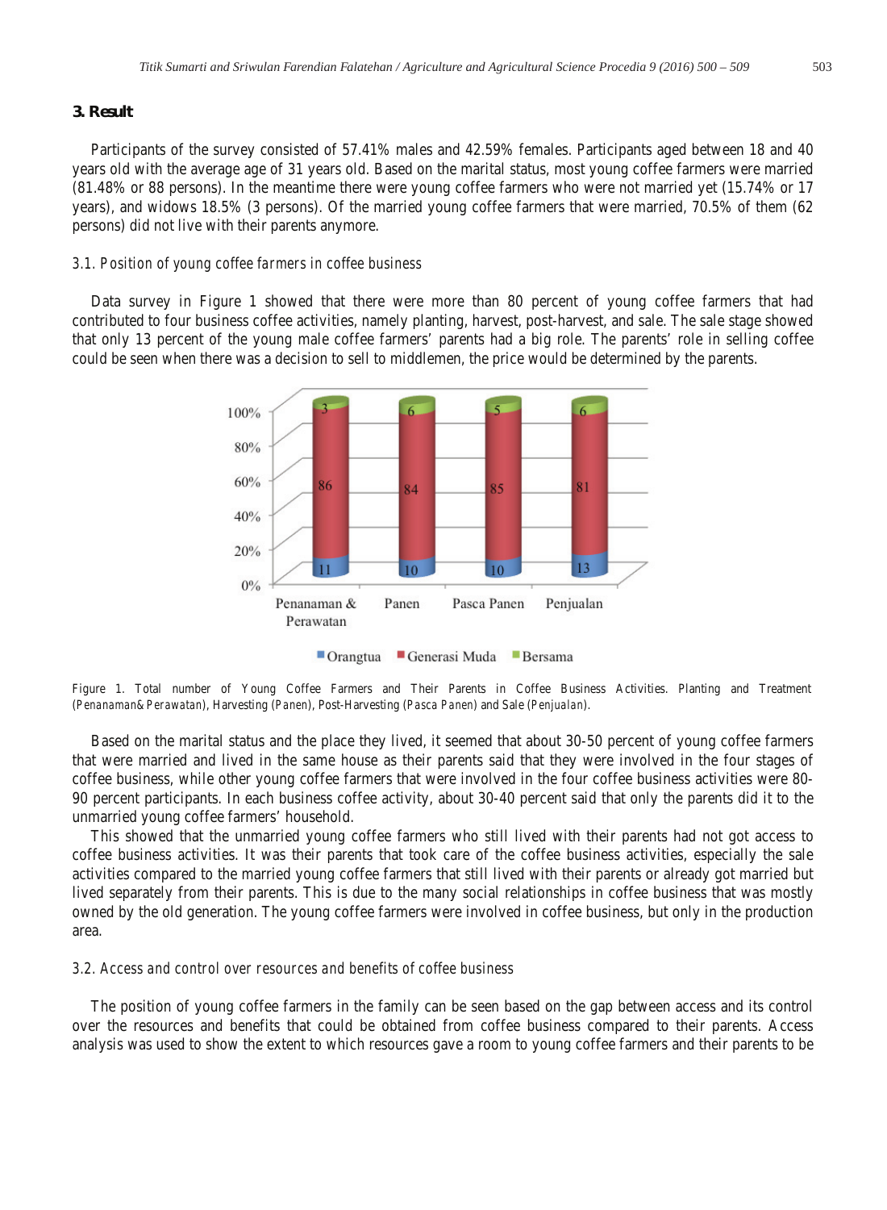## 3. Result

Participants of the survey consisted of 57.41% males and 42.59% females. Participants aged between 18 and 40 years old with the average age of 31 years old. Based on the marital status, most young coffee farmers were married (81.48% or 88 persons). In the meantime there were young coffee farmers who were not married yet (15.74% or 17 years), and widows 18.5% (3 persons). Of the married young coffee farmers that were married, 70.5% of them (62 persons) did not live with their parents anymore.

### 3.1. Position of young coffee farmers in coffee business

Data survey in Figure 1 showed that there were more than 80 percent of young coffee farmers that had contributed to four business coffee activities, namely planting, harvest, post-harvest, and sale. The sale stage showed that only 13 percent of the young male coffee farmers' parents had a big role. The parents' role in selling coffee could be seen when there was a decision to sell to middlemen, the price would be determined by the parents.

| | Penanaman & Perawatan | Panen | Pasca Panen | Penjualan |
|---|---|---|---|---|
| Orangtua | 11 | 10 | 10 | 13 |
| Generasi Muda | 86 | 84 | 85 | 81 |
| Bersama | 3 | 6 | 5 | 6 |

Figure 1. Total number of Young Coffee Farmers and Their Parents in Coffee Business Activities. Planting and Treatment (*Penanaman& Perawatan*), Harvesting (*Panen*), Post-Harvesting (*Pasca Panen*) and Sale (*Penjualan*).

Based on the marital status and the place they lived, it seemed that about 30-50 percent of young coffee farmers that were married and lived in the same house as their parents said that they were involved in the four stages of coffee business, while other young coffee farmers that were involved in the four coffee business activities were 80-90 percent participants. In each business coffee activity, about 30-40 percent said that only the parents did it to the unmarried young coffee farmers' household.

This showed that the unmarried young coffee farmers who still lived with their parents had not got access to coffee business activities. It was their parents that took care of the coffee business activities, especially the sale activities compared to the married young coffee farmers that still lived with their parents or already got married but lived separately from their parents. This is due to the many social relationships in coffee business that was mostly owned by the old generation. The young coffee farmers were involved in coffee business, but only in the production area.

### 3.2. Access and control over resources and benefits of coffee business

The position of young coffee farmers in the family can be seen based on the gap between access and its control over the resources and benefits that could be obtained from coffee business compared to their parents. Access analysis was used to show the extent to which resources gave a room to young coffee farmers and their parents to be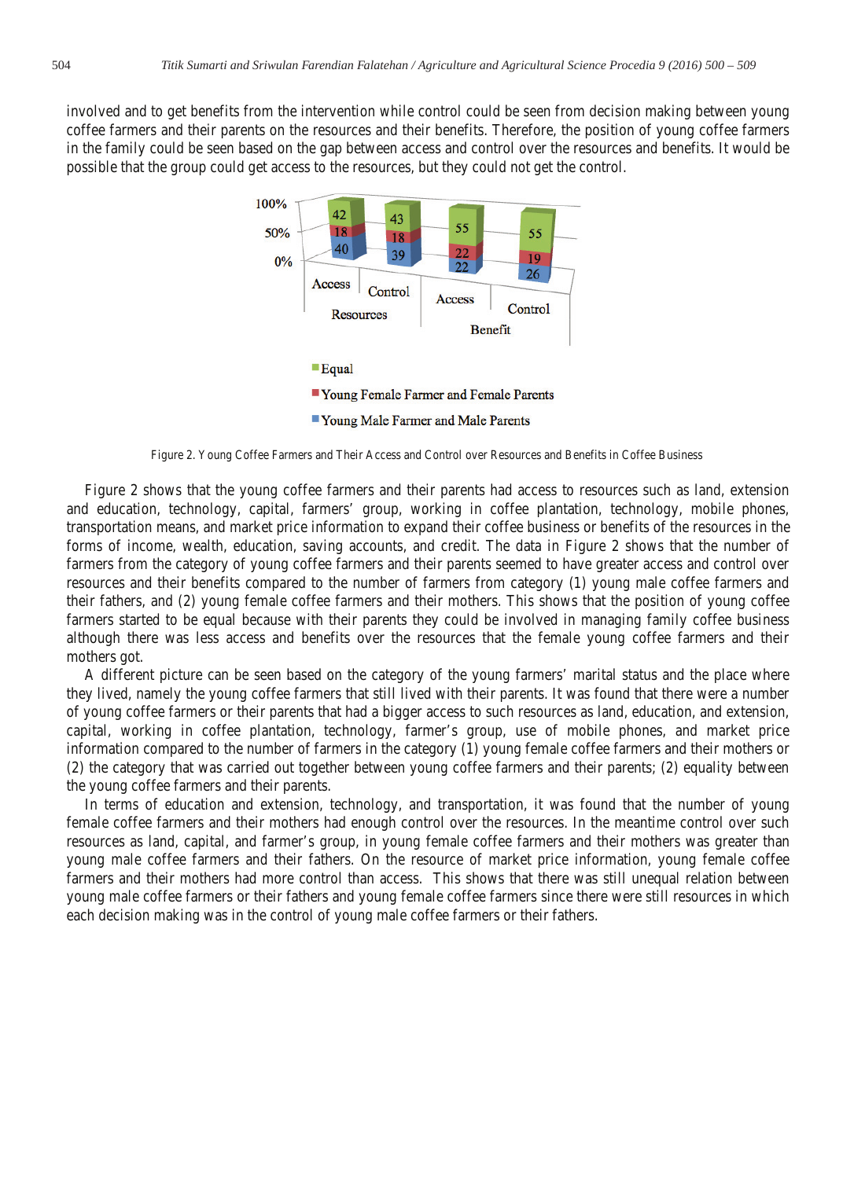involved and to get benefits from the intervention while control could be seen from decision making between young coffee farmers and their parents on the resources and their benefits. Therefore, the position of young coffee farmers in the family could be seen based on the gap between access and control over the resources and benefits. It would be possible that the group could get access to the resources, but they could not get the control.

| | Resources | | Benefit | |
|---|---|---|---|---|
| | Access | Control | Access | Control |
| Equal | 42 | 43 | 55 | 55 |
| Young Female Farmer and Female Parents | 18 | 18 | 22 | 19 |
| Young Male Farmer and Male Parents | 40 | 39 | 22 | 26 |

Figure 2. Young Coffee Farmers and Their Access and Control over Resources and Benefits in Coffee Business

Figure 2 shows that the young coffee farmers and their parents had access to resources such as land, extension and education, technology, capital, farmers' group, working in coffee plantation, technology, mobile phones, transportation means, and market price information to expand their coffee business or benefits of the resources in the forms of income, wealth, education, saving accounts, and credit. The data in Figure 2 shows that the number of farmers from the category of young coffee farmers and their parents seemed to have greater access and control over resources and their benefits compared to the number of farmers from category (1) young male coffee farmers and their fathers, and (2) young female coffee farmers and their mothers. This shows that the position of young coffee farmers started to be equal because with their parents they could be involved in managing family coffee business although there was less access and benefits over the resources that the female young coffee farmers and their mothers got.

A different picture can be seen based on the category of the young farmers' marital status and the place where they lived, namely the young coffee farmers that still lived with their parents. It was found that there were a number of young coffee farmers or their parents that had a bigger access to such resources as land, education, and extension, capital, working in coffee plantation, technology, farmer's group, use of mobile phones, and market price information compared to the number of farmers in the category (1) young female coffee farmers and their mothers or (2) the category that was carried out together between young coffee farmers and their parents; (2) equality between the young coffee farmers and their parents.

In terms of education and extension, technology, and transportation, it was found that the number of young female coffee farmers and their mothers had enough control over the resources. In the meantime control over such resources as land, capital, and farmer's group, in young female coffee farmers and their mothers was greater than young male coffee farmers and their fathers. On the resource of market price information, young female coffee farmers and their mothers had more control than access. This shows that there was still unequal relation between young male coffee farmers or their fathers and young female coffee farmers since there were still resources in which each decision making was in the control of young male coffee farmers or their fathers.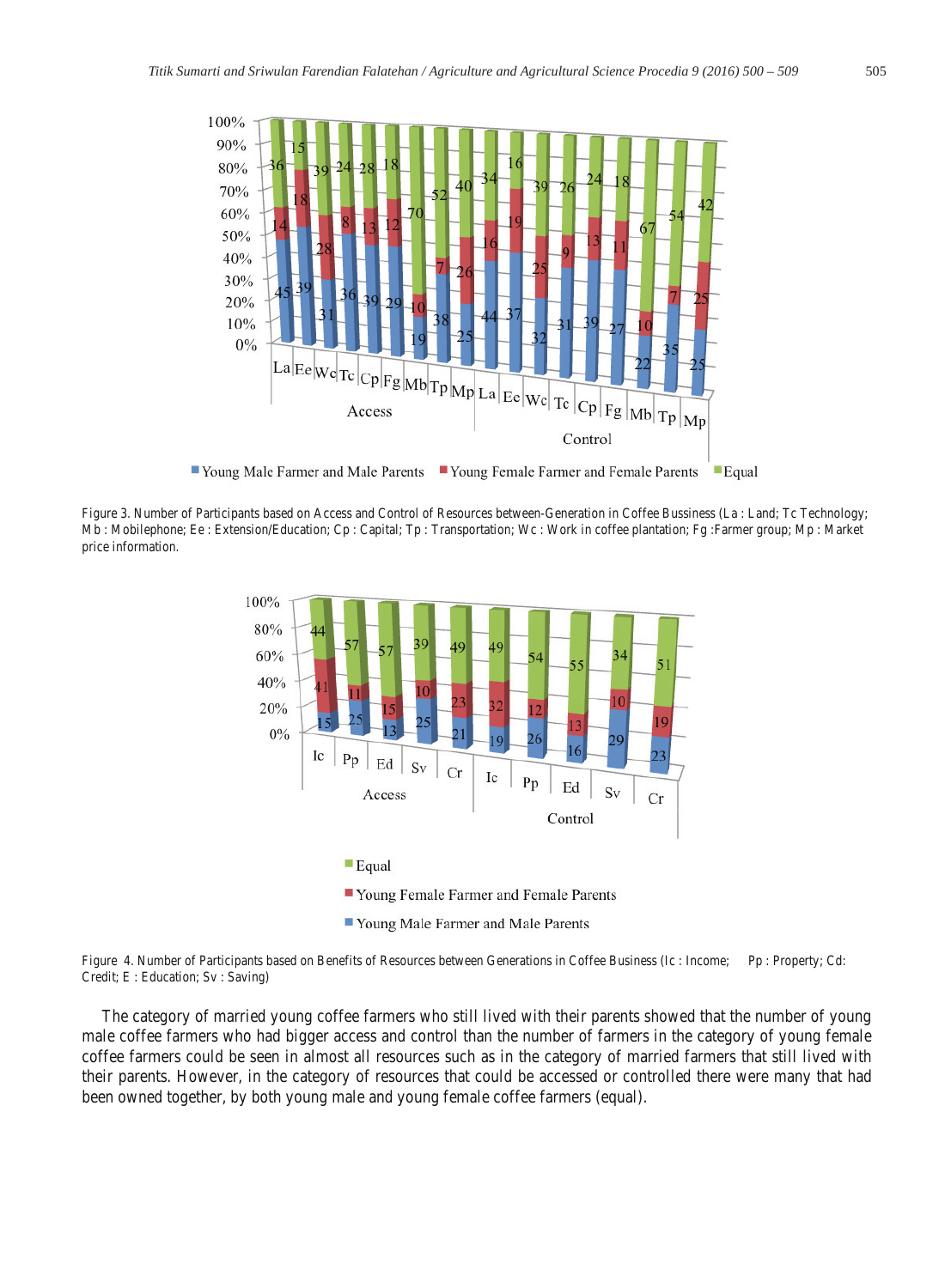Figure 3. Number of Participants based on Access and Control of Resources between-Generation in Coffee Bussiness (La : Land; Tc Technology; Mb : Mobilephone; Ee : Extension/Education; Cp : Capital; Tp : Transportation; Wc : Work in coffee plantation; Fg :Farmer group; Mp : Market price information.

Figure 4. Number of Participants based on Benefits of Resources between Generations in Coffee Business (Ic : Income; Pp : Property; Cd: Credit; E : Education; Sv : Saving)

The category of married young coffee farmers who still lived with their parents showed that the number of young male coffee farmers who had bigger access and control than the number of farmers in the category of young female coffee farmers could be seen in almost all resources such as in the category of married farmers that still lived with their parents. However, in the category of resources that could be accessed or controlled there were many that had been owned together, by both young male and young female coffee farmers (equal).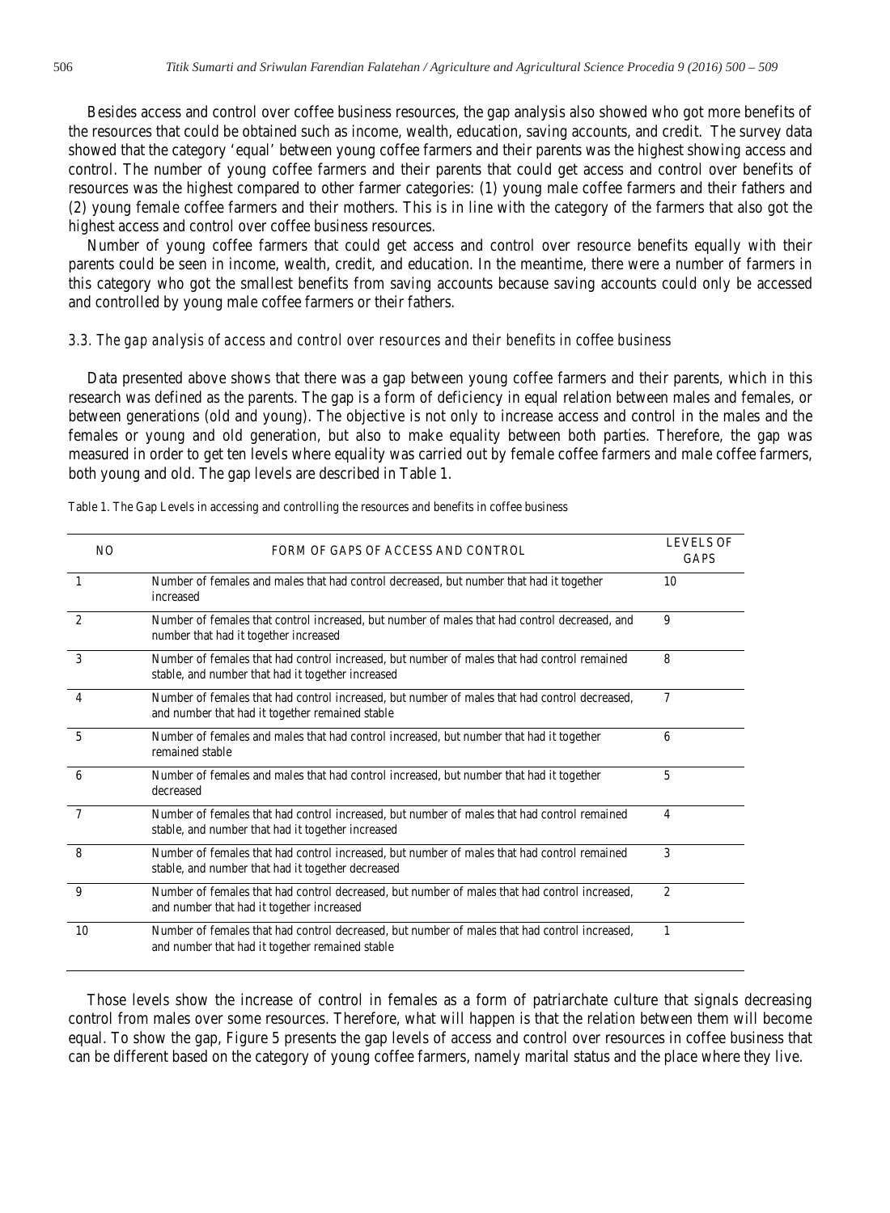Besides access and control over coffee business resources, the gap analysis also showed who got more benefits of the resources that could be obtained such as income, wealth, education, saving accounts, and credit. The survey data showed that the category 'equal' between young coffee farmers and their parents was the highest showing access and control. The number of young coffee farmers and their parents that could get access and control over benefits of resources was the highest compared to other farmer categories: (1) young male coffee farmers and their fathers and (2) young female coffee farmers and their mothers. This is in line with the category of the farmers that also got the highest access and control over coffee business resources.

Number of young coffee farmers that could get access and control over resource benefits equally with their parents could be seen in income, wealth, credit, and education. In the meantime, there were a number of farmers in this category who got the smallest benefits from saving accounts because saving accounts could only be accessed and controlled by young male coffee farmers or their fathers.

### *3.3. The gap analysis of access and control over resources and their benefits in coffee business*

Data presented above shows that there was a gap between young coffee farmers and their parents, which in this research was defined as the parents. The gap is a form of deficiency in equal relation between males and females, or between generations (old and young). The objective is not only to increase access and control in the males and the females or young and old generation, but also to make equality between both parties. Therefore, the gap was measured in order to get ten levels where equality was carried out by female coffee farmers and male coffee farmers, both young and old. The gap levels are described in Table 1.

Table 1. The Gap Levels in accessing and controlling the resources and benefits in coffee business

| NO | FORM OF GAPS OF ACCESS AND CONTROL | LEVELS OF GAPS |
|---|---|---|
| 1 | Number of females and males that had control decreased, but number that had it together increased | 10 |
| 2 | Number of females that control increased, but number of males that had control decreased, and number that had it together increased | 9 |
| 3 | Number of females that had control increased, but number of males that had control remained stable, and number that had it together increased | 8 |
| 4 | Number of females that had control increased, but number of males that had control decreased, and number that had it together remained stable | 7 |
| 5 | Number of females and males that had control increased, but number that had it together remained stable | 6 |
| 6 | Number of females and males that had control increased, but number that had it together decreased | 5 |
| 7 | Number of females that had control increased, but number of males that had control remained stable, and number that had it together increased | 4 |
| 8 | Number of females that had control increased, but number of males that had control remained stable, and number that had it together decreased | 3 |
| 9 | Number of females that had control decreased, but number of males that had control increased, and number that had it together increased | 2 |
| 10 | Number of females that had control decreased, but number of males that had control increased, and number that had it together remained stable | 1 |

Those levels show the increase of control in females as a form of patriarchate culture that signals decreasing control from males over some resources. Therefore, what will happen is that the relation between them will become equal. To show the gap, Figure 5 presents the gap levels of access and control over resources in coffee business that can be different based on the category of young coffee farmers, namely marital status and the place where they live.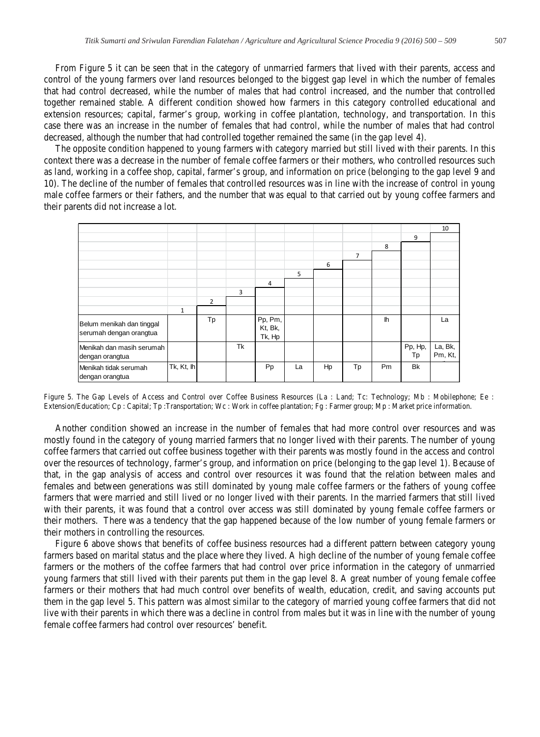From Figure 5 it can be seen that in the category of unmarried farmers that lived with their parents, access and control of the young farmers over land resources belonged to the biggest gap level in which the number of females that had control decreased, while the number of males that had control increased, and the number that controlled together remained stable. A different condition showed how farmers in this category controlled educational and extension resources; capital, farmer's group, working in coffee plantation, technology, and transportation. In this case there was an increase in the number of females that had control, while the number of males that had control decreased, although the number that had controlled together remained the same (in the gap level 4).

The opposite condition happened to young farmers with category married but still lived with their parents. In this context there was a decrease in the number of female coffee farmers or their mothers, who controlled resources such as land, working in a coffee shop, capital, farmer's group, and information on price (belonging to the gap level 9 and 10). The decline of the number of females that controlled resources was in line with the increase of control in young male coffee farmers or their fathers, and the number that was equal to that carried out by young coffee farmers and their parents did not increase a lot.

| | 1 | 2 | 3 | 4 | 5 | 6 | 7 | 8 | 9 | 10 |
|---|---|---|---|---|---|---|---|---|---|---|
| Belum menikah dan tinggal serumah dengan orangtua | | Tp | | Pp, Pm, Kt, Bk, Tk, Hp | | | | Ih | | La |
| Menikah dan masih serumah dengan orangtua | | | Tk | | | | | | Pp, Hp, Tp | La, Bk, Pm, Kt, |
| Menikah tidak serumah dengan orangtua | Tk, Kt, Ih | | | Pp | La | Hp | Tp | Pm | Bk | |

Figure 5. The Gap Levels of Access and Control over Coffee Business Resources (La : Land; Tc: Technology; Mb : Mobilephone; Ee : Extension/Education; Cp : Capital; Tp :Transportation; Wc : Work in coffee plantation; Fg : Farmer group; Mp : Market price information.

Another condition showed an increase in the number of females that had more control over resources and was mostly found in the category of young married farmers that no longer lived with their parents. The number of young coffee farmers that carried out coffee business together with their parents was mostly found in the access and control over the resources of technology, farmer's group, and information on price (belonging to the gap level 1). Because of that, in the gap analysis of access and control over resources it was found that the relation between males and females and between generations was still dominated by young male coffee farmers or the fathers of young coffee farmers that were married and still lived or no longer lived with their parents. In the married farmers that still lived with their parents, it was found that a control over access was still dominated by young female coffee farmers or their mothers. There was a tendency that the gap happened because of the low number of young female farmers or their mothers in controlling the resources.

Figure 6 above shows that benefits of coffee business resources had a different pattern between category young farmers based on marital status and the place where they lived. A high decline of the number of young female coffee farmers or the mothers of the coffee farmers that had control over price information in the category of unmarried young farmers that still lived with their parents put them in the gap level 8. A great number of young female coffee farmers or their mothers that had much control over benefits of wealth, education, credit, and saving accounts put them in the gap level 5. This pattern was almost similar to the category of married young coffee farmers that did not live with their parents in which there was a decline in control from males but it was in line with the number of young female coffee farmers had control over resources' benefit.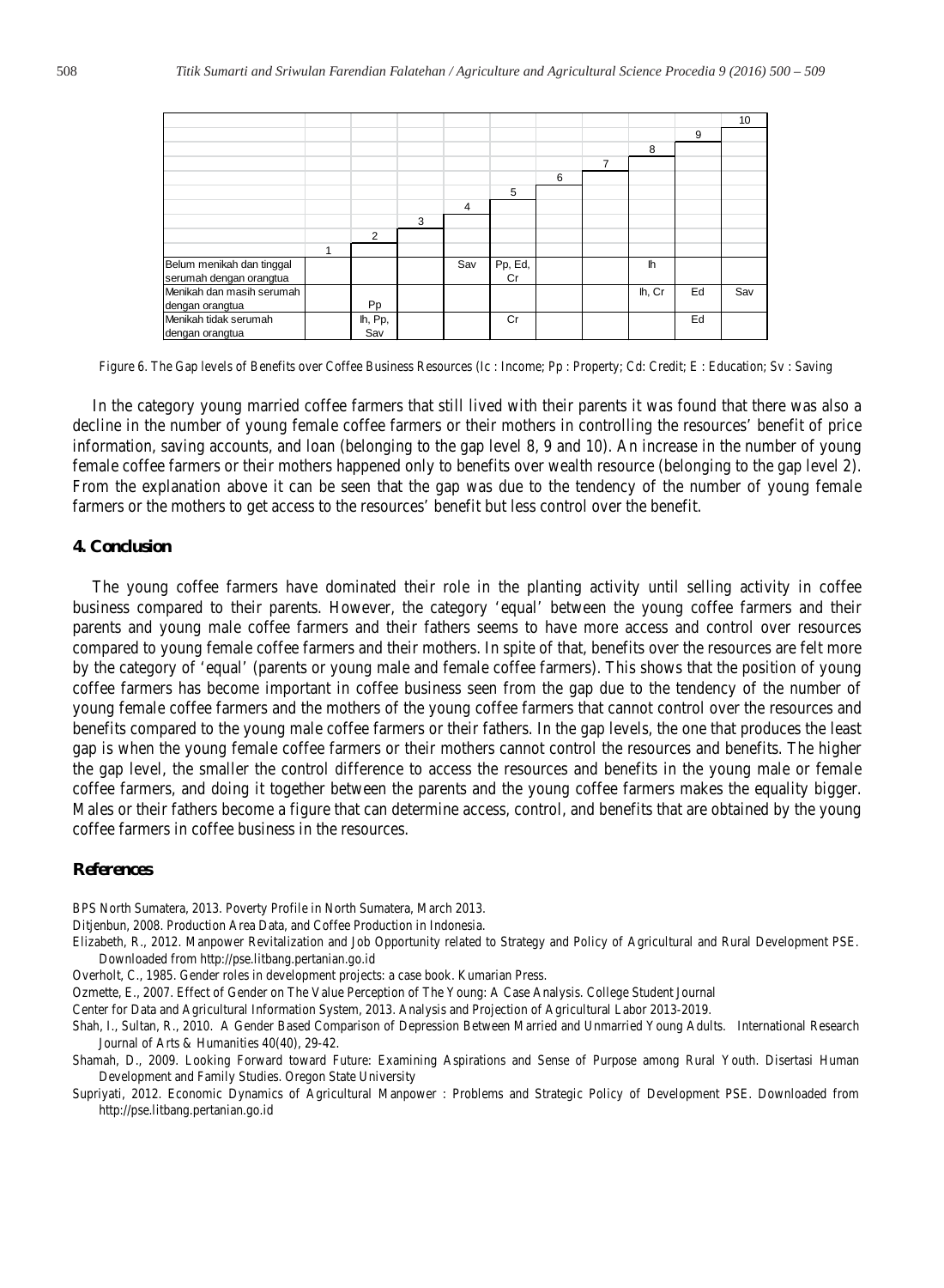| | 1 | 2 | 3 | 4 | 5 | 6 | 7 | 8 | 9 | 10 |
|---|---|---|---|---|---|---|---|---|---|---|
| Belum menikah dan tinggal serumah dengan orangtua | | | | Sav | Pp, Ed, Cr | | | Ih | | |
| Menikah dan masih serumah dengan orangtua | | Pp | | | | | | Ih, Cr | Ed | Sav |
| Menikah tidak serumah dengan orangtua | | Ih, Pp, Sav | | | Cr | | | | Ed | |

Figure 6. The Gap levels of Benefits over Coffee Business Resources (Ic : Income; Pp : Property; Cd: Credit; E : Education; Sv : Saving

In the category young married coffee farmers that still lived with their parents it was found that there was also a decline in the number of young female coffee farmers or their mothers in controlling the resources' benefit of price information, saving accounts, and loan (belonging to the gap level 8, 9 and 10). An increase in the number of young female coffee farmers or their mothers happened only to benefits over wealth resource (belonging to the gap level 2). From the explanation above it can be seen that the gap was due to the tendency of the number of young female farmers or the mothers to get access to the resources' benefit but less control over the benefit.

## 4. Conclusion

The young coffee farmers have dominated their role in the planting activity until selling activity in coffee business compared to their parents. However, the category 'equal' between the young coffee farmers and their parents and young male coffee farmers and their fathers seems to have more access and control over resources compared to young female coffee farmers and their mothers. In spite of that, benefits over the resources are felt more by the category of 'equal' (parents or young male and female coffee farmers). This shows that the position of young coffee farmers has become important in coffee business seen from the gap due to the tendency of the number of young female coffee farmers and the mothers of the young coffee farmers that cannot control over the resources and benefits compared to the young male coffee farmers or their fathers. In the gap levels, the one that produces the least gap is when the young female coffee farmers or their mothers cannot control the resources and benefits. The higher the gap level, the smaller the control difference to access the resources and benefits in the young male or female coffee farmers, and doing it together between the parents and the young coffee farmers makes the equality bigger. Males or their fathers become a figure that can determine access, control, and benefits that are obtained by the young coffee farmers in coffee business in the resources.

## References

BPS North Sumatera, 2013. Poverty Profile in North Sumatera, March 2013.

Ditjenbun, 2008. Production Area Data, and Coffee Production in Indonesia.

Elizabeth, R., 2012. Manpower Revitalization and Job Opportunity related to Strategy and Policy of Agricultural and Rural Development PSE. Downloaded from http://pse.litbang.pertanian.go.id

Overholt, C., 1985. Gender roles in development projects: a case book. Kumarian Press.

Ozmette, E., 2007. Effect of Gender on The Value Perception of The Young: A Case Analysis. College Student Journal

Center for Data and Agricultural Information System, 2013. Analysis and Projection of Agricultural Labor 2013-2019.

Shah, I., Sultan, R., 2010. A Gender Based Comparison of Depression Between Married and Unmarried Young Adults. International Research Journal of Arts & Humanities 40(40), 29-42.

Shamah, D., 2009. Looking Forward toward Future: Examining Aspirations and Sense of Purpose among Rural Youth. Disertasi Human Development and Family Studies. Oregon State University

Supriyati, 2012. Economic Dynamics of Agricultural Manpower : Problems and Strategic Policy of Development PSE. Downloaded from http://pse.litbang.pertanian.go.id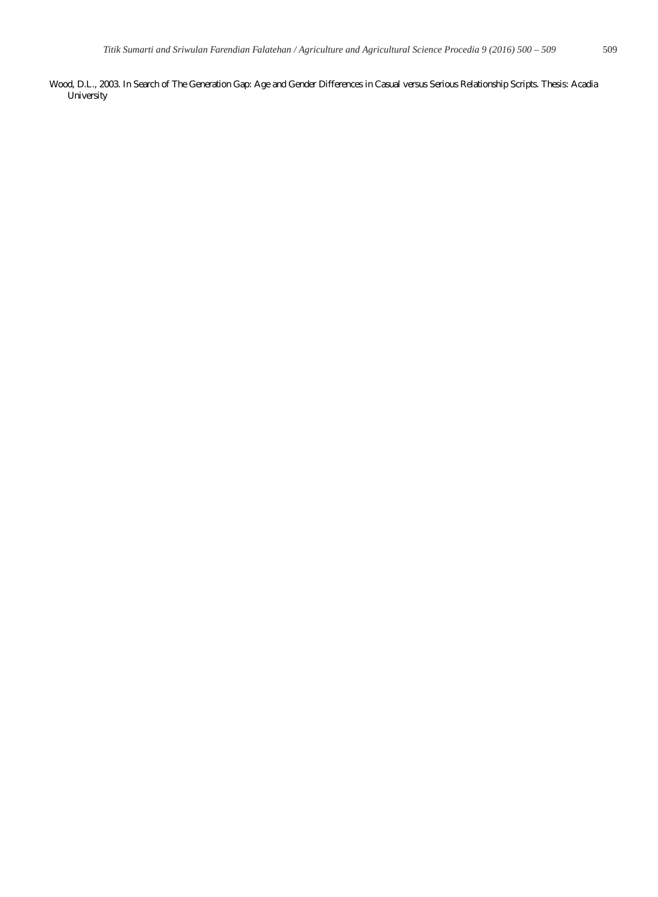Wood, D.L., 2003. In Search of The Generation Gap: Age and Gender Differences in Casual versus Serious Relationship Scripts. Thesis: Acadia University